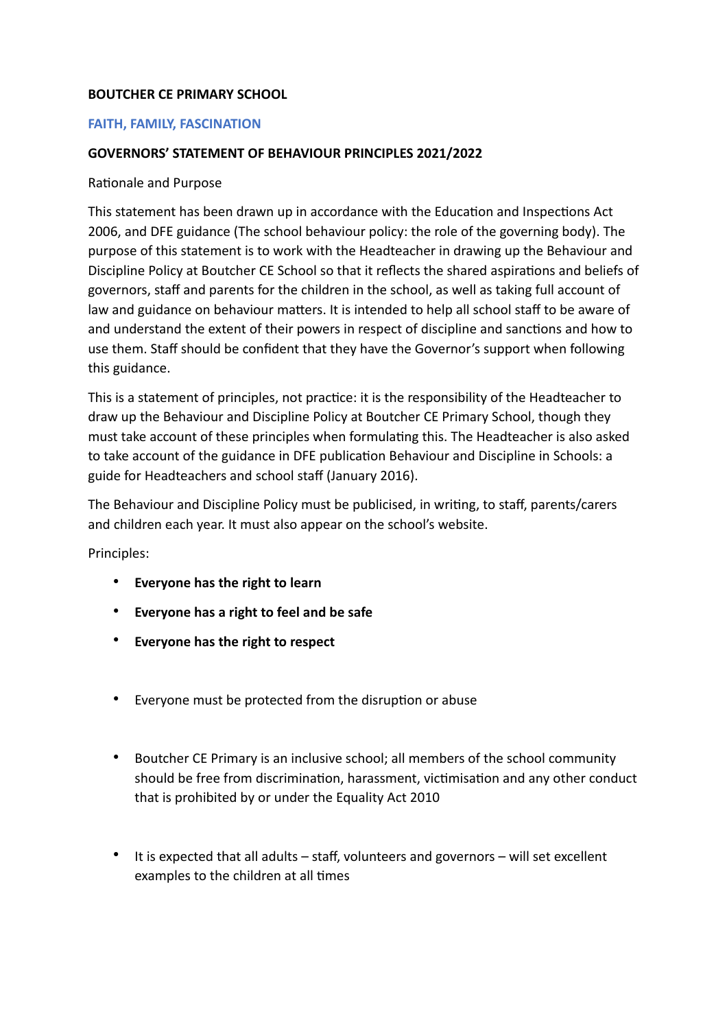**BOUTCHER CE PRIMARY SCHOOL**

**FAITH, FAMILY, FASCINATION**

**GOVERNORS' STATEMENT OF BEHAVIOUR PRINCIPLES 2021/2022**

Rationale and Purpose

This statement has been drawn up in accordance with the Education and Inspections Act 2006, and DFE guidance (The school behaviour policy: the role of the governing body). The purpose of this statement is to work with the Headteacher in drawing up the Behaviour and Discipline Policy at Boutcher CE School so that it reflects the shared aspirations and beliefs of governors, staff and parents for the children in the school, as well as taking full account of law and guidance on behaviour matters. It is intended to help all school staff to be aware of and understand the extent of their powers in respect of discipline and sanctions and how to use them. Staff should be confident that they have the Governor's support when following this guidance.

This is a statement of principles, not practice: it is the responsibility of the Headteacher to draw up the Behaviour and Discipline Policy at Boutcher CE Primary School, though they must take account of these principles when formulating this. The Headteacher is also asked to take account of the guidance in DFE publication Behaviour and Discipline in Schools: a guide for Headteachers and school staff (January 2016).

The Behaviour and Discipline Policy must be publicised, in writing, to staff, parents/carers and children each year. It must also appear on the school's website.

Principles:

- **Everyone has the right to learn**
- **Everyone has a right to feel and be safe**
- **Everyone has the right to respect**
- Everyone must be protected from the disruption or abuse
- Boutcher CE Primary is an inclusive school; all members of the school community should be free from discrimination, harassment, victimisation and any other conduct that is prohibited by or under the Equality Act 2010
- It is expected that all adults – staff, volunteers and governors – will set excellent examples to the children at all times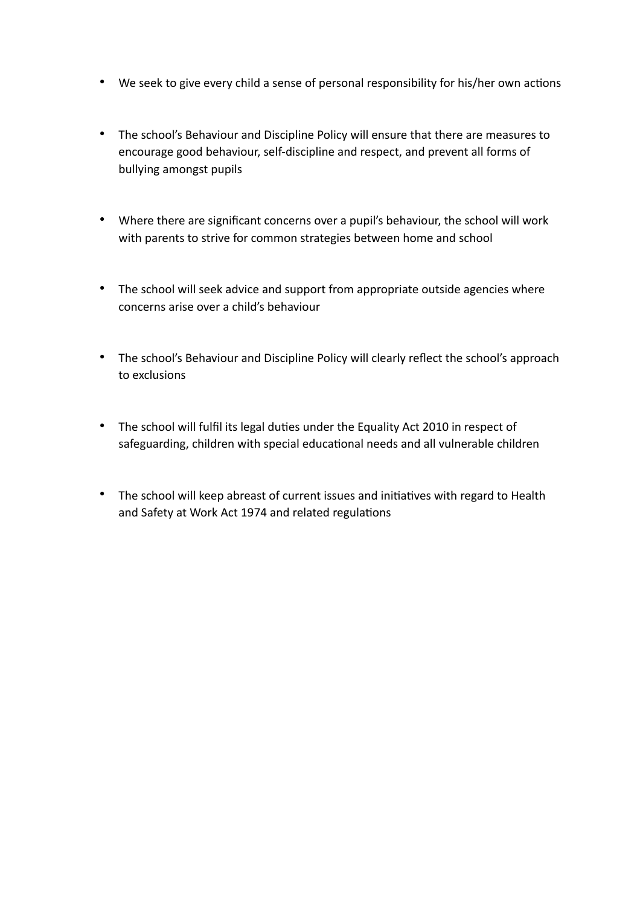- We seek to give every child a sense of personal responsibility for his/her own actions
- The school's Behaviour and Discipline Policy will ensure that there are measures to encourage good behaviour, self-discipline and respect, and prevent all forms of bullying amongst pupils
- Where there are significant concerns over a pupil's behaviour, the school will work with parents to strive for common strategies between home and school
- The school will seek advice and support from appropriate outside agencies where concerns arise over a child's behaviour
- The school's Behaviour and Discipline Policy will clearly reflect the school's approach to exclusions
- The school will fulfil its legal duties under the Equality Act 2010 in respect of safeguarding, children with special educational needs and all vulnerable children
- The school will keep abreast of current issues and initiatives with regard to Health and Safety at Work Act 1974 and related regulations